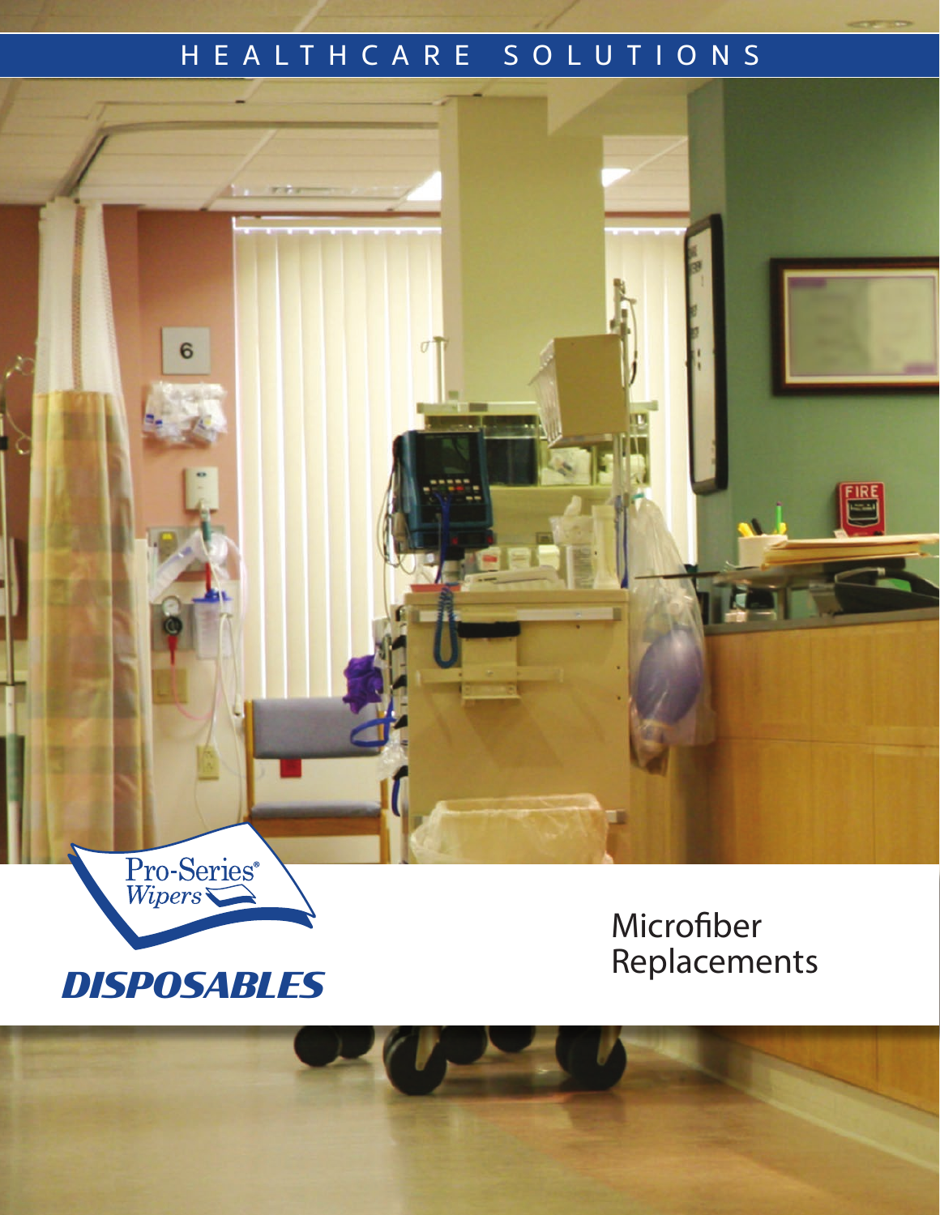HEALTHCARE SOLUTIONS

Pro-Series® Wipers

# DISPOSABLES

## Microfiber Replacements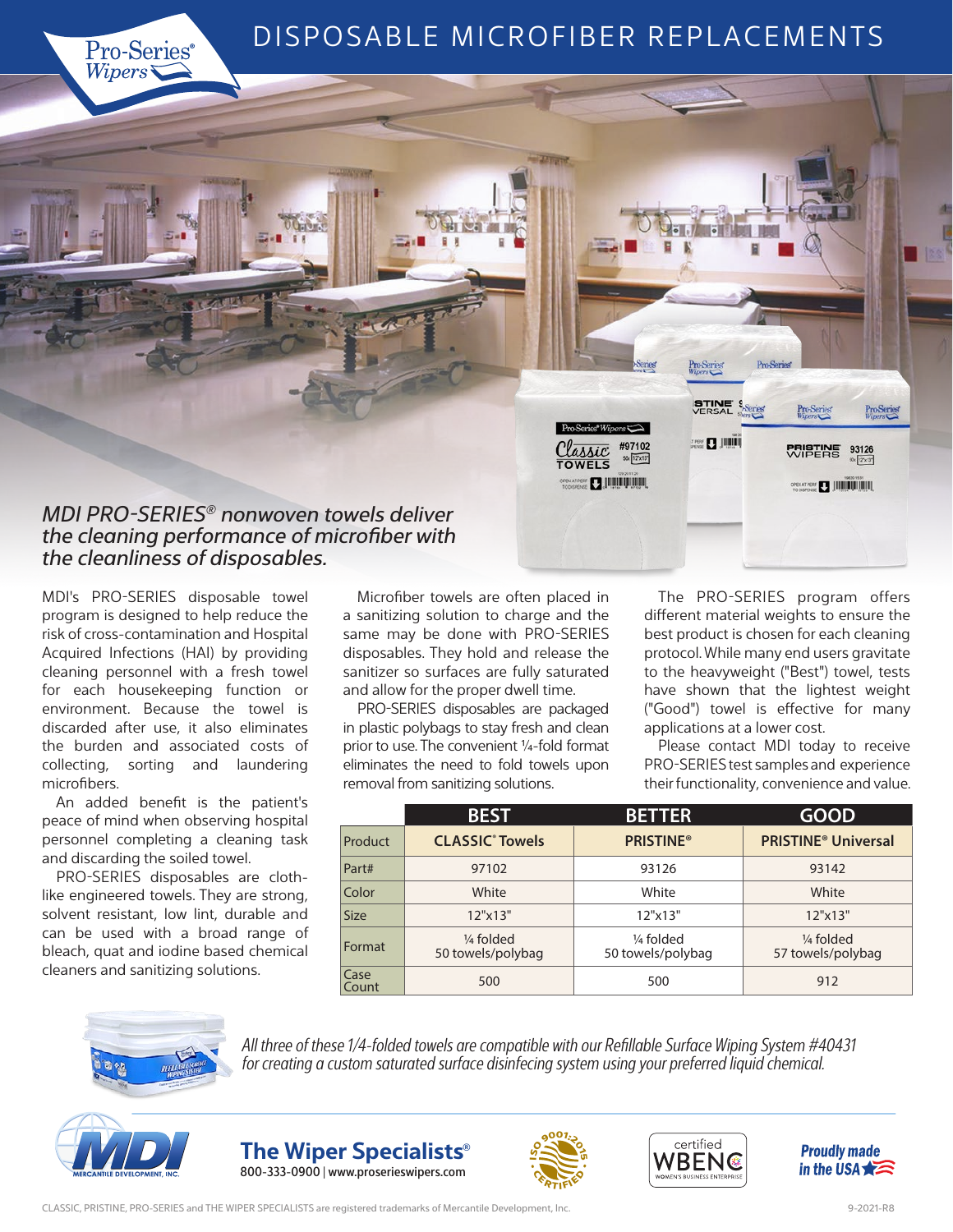# DISPOSABLE MICROFIBER REPLACEMENTS

*MDI PRO-SERIES® nonwoven towels deliver the cleaning performance of microfiber with the cleanliness of disposables.*

MDI's PRO-SERIES disposable towel program is designed to help reduce the risk of cross-contamination and Hospital Acquired Infections (HAI) by providing cleaning personnel with a fresh towel for each housekeeping function or environment. Because the towel is discarded after use, it also eliminates the burden and associated costs of collecting, sorting and laundering microfibers.

An added benefit is the patient's peace of mind when observing hospital personnel completing a cleaning task and discarding the soiled towel.

PRO-SERIES disposables are cloth-like engineered towels. They are strong, solvent resistant, low lint, durable and can be used with a broad range of bleach, quat and iodine based chemical cleaners and sanitizing solutions.

Microfiber towels are often placed in a sanitizing solution to charge and the same may be done with PRO-SERIES disposables. They hold and release the sanitizer so surfaces are fully saturated and allow for the proper dwell time.

PRO-SERIES disposables are packaged in plastic polybags to stay fresh and clean prior to use. The convenient ¼-fold format eliminates the need to fold towels upon removal from sanitizing solutions.

The PRO-SERIES program offers different material weights to ensure the best product is chosen for each cleaning protocol. While many end users gravitate to the heavyweight ("Best") towel, tests have shown that the lightest weight ("Good") towel is effective for many applications at a lower cost.

Please contact MDI today to receive PRO-SERIES test samples and experience their functionality, convenience and value.

| | BEST | BETTER | GOOD |
|---|---|---|---|
| Product | **CLASSIC® Towels** | **PRISTINE®** | **PRISTINE® Universal** |
| Part# | 97102 | 93126 | 93142 |
| Color | White | White | White |
| Size | 12"x13" | 12"x13" | 12"x13" |
| Format | ¼ folded 50 towels/polybag | ¼ folded 50 towels/polybag | ¼ folded 57 towels/polybag |
| Case Count | 500 | 500 | 912 |

*All three of these 1/4-folded towels are compatible with our Refillable Surface Wiping System #40431 for creating a custom saturated surface disinfecing system using your preferred liquid chemical.*

**The Wiper Specialists®**
800-333-0900 | www.proserieswipers.com

Proudly made in the USA

CLASSIC, PRISTINE, PRO-SERIES and THE WIPER SPECIALISTS are registered trademarks of Mercantile Development, Inc.

9-2021-R8